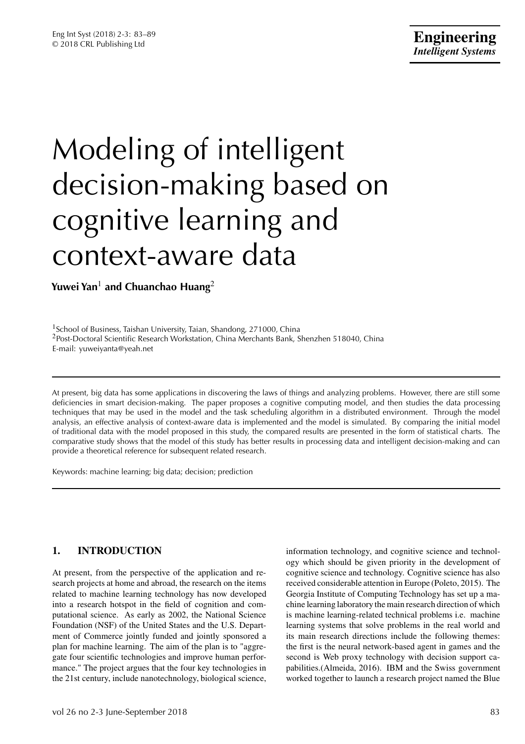# Modeling of intelligent decision-making based on cognitive learning and context-aware data

**Yuwei Yan**[1] **and Chuanchao Huang**[2]

[1]School of Business, Taishan University, Taian, Shandong, 271000, China
[2]Post-Doctoral Scientific Research Workstation, China Merchants Bank, Shenzhen 518040, China
E-mail: yuweiyanta@yeah.net

At present, big data has some applications in discovering the laws of things and analyzing problems. However, there are still some deficiencies in smart decision-making. The paper proposes a cognitive computing model, and then studies the data processing techniques that may be used in the model and the task scheduling algorithm in a distributed environment. Through the model analysis, an effective analysis of context-aware data is implemented and the model is simulated. By comparing the initial model of traditional data with the model proposed in this study, the compared results are presented in the form of statistical charts. The comparative study shows that the model of this study has better results in processing data and intelligent decision-making and can provide a theoretical reference for subsequent related research.

Keywords: machine learning; big data; decision; prediction

## 1. INTRODUCTION

At present, from the perspective of the application and research projects at home and abroad, the research on the items related to machine learning technology has now developed into a research hotspot in the field of cognition and computational science. As early as 2002, the National Science Foundation (NSF) of the United States and the U.S. Department of Commerce jointly funded and jointly sponsored a plan for machine learning. The aim of the plan is to "aggregate four scientific technologies and improve human performance." The project argues that the four key technologies in the 21st century, include nanotechnology, biological science, information technology, and cognitive science and technology which should be given priority in the development of cognitive science and technology. Cognitive science has also received considerable attention in Europe (Poleto, 2015). The Georgia Institute of Computing Technology has set up a machine learning laboratory the main research direction of which is machine learning-related technical problems i.e. machine learning systems that solve problems in the real world and its main research directions include the following themes: the first is the neural network-based agent in games and the second is Web proxy technology with decision support capabilities.(Almeida, 2016). IBM and the Swiss government worked together to launch a research project named the Blue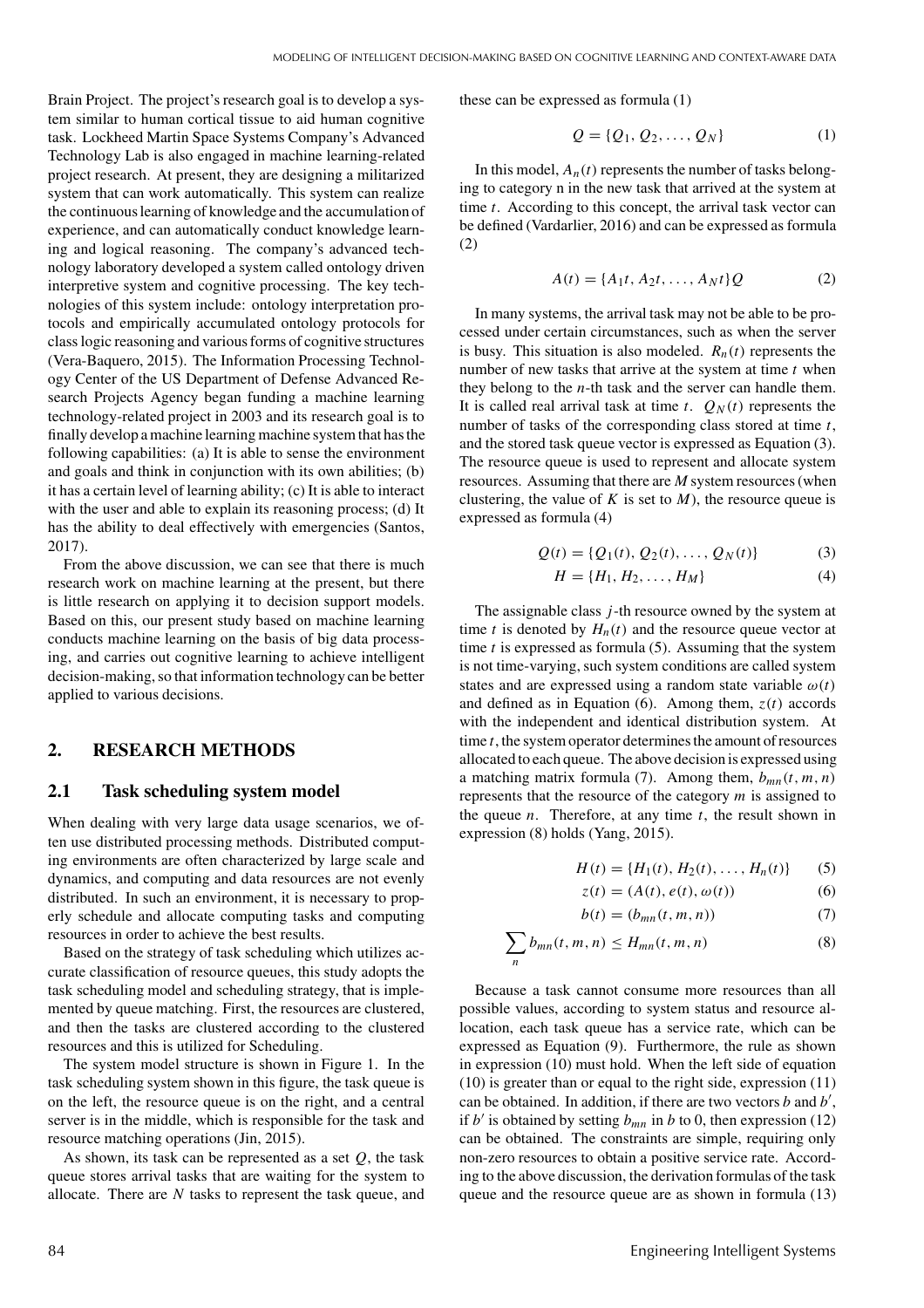Brain Project. The project's research goal is to develop a system similar to human cortical tissue to aid human cognitive task. Lockheed Martin Space Systems Company's Advanced Technology Lab is also engaged in machine learning-related project research. At present, they are designing a militarized system that can work automatically. This system can realize the continuous learning of knowledge and the accumulation of experience, and can automatically conduct knowledge learning and logical reasoning. The company's advanced technology laboratory developed a system called ontology driven interpretive system and cognitive processing. The key technologies of this system include: ontology interpretation protocols and empirically accumulated ontology protocols for class logic reasoning and various forms of cognitive structures (Vera-Baquero, 2015). The Information Processing Technology Center of the US Department of Defense Advanced Research Projects Agency began funding a machine learning technology-related project in 2003 and its research goal is to finally develop a machine learning machine system that has the following capabilities: (a) It is able to sense the environment and goals and think in conjunction with its own abilities; (b) it has a certain level of learning ability; (c) It is able to interact with the user and able to explain its reasoning process; (d) It has the ability to deal effectively with emergencies (Santos, 2017).

From the above discussion, we can see that there is much research work on machine learning at the present, but there is little research on applying it to decision support models. Based on this, our present study based on machine learning conducts machine learning on the basis of big data processing, and carries out cognitive learning to achieve intelligent decision-making, so that information technology can be better applied to various decisions.

## 2. RESEARCH METHODS

### 2.1 Task scheduling system model

When dealing with very large data usage scenarios, we often use distributed processing methods. Distributed computing environments are often characterized by large scale and dynamics, and computing and data resources are not evenly distributed. In such an environment, it is necessary to properly schedule and allocate computing tasks and computing resources in order to achieve the best results.

Based on the strategy of task scheduling which utilizes accurate classification of resource queues, this study adopts the task scheduling model and scheduling strategy, that is implemented by queue matching. First, the resources are clustered, and then the tasks are clustered according to the clustered resources and this is utilized for Scheduling.

The system model structure is shown in Figure 1. In the task scheduling system shown in this figure, the task queue is on the left, the resource queue is on the right, and a central server is in the middle, which is responsible for the task and resource matching operations (Jin, 2015).

As shown, its task can be represented as a set $Q$, the task queue stores arrival tasks that are waiting for the system to allocate. There are $N$ tasks to represent the task queue, and these can be expressed as formula (1)

$$Q = \{Q_1, Q_2, \ldots, Q_N\} \tag{1}$$

In this model, $A_n(t)$ represents the number of tasks belonging to category n in the new task that arrived at the system at time $t$. According to this concept, the arrival task vector can be defined (Vardarlier, 2016) and can be expressed as formula (2)

$$A(t) = \{A_1 t, A_2 t, \ldots, A_N t\} Q \tag{2}$$

In many systems, the arrival task may not be able to be processed under certain circumstances, such as when the server is busy. This situation is also modeled. $R_n(t)$ represents the number of new tasks that arrive at the system at time $t$ when they belong to the $n$-th task and the server can handle them. It is called real arrival task at time $t$. $Q_N(t)$ represents the number of stored tasks of the corresponding class stored at time $t$, and the stored task queue vector is expressed as Equation (3). The resource queue is used to represent and allocate system resources. Assuming that there are $M$ system resources (when clustering, the value of $K$ is set to $M$), the resource queue is expressed as formula (4)

$$Q(t) = \{Q_1(t), Q_2(t), \ldots, Q_N(t)\} \tag{3}$$

$$H = \{H_1, H_2, \ldots, H_M\} \tag{4}$$

The assignable class $j$-th resource owned by the system at time $t$ is denoted by $H_n(t)$ and the resource queue vector at time $t$ is expressed as formula (5). Assuming that the system is not time-varying, such system conditions are called system states and are expressed using a random state variable $\omega(t)$ and defined as in Equation (6). Among them, $z(t)$ accords with the independent and identical distribution system. At time $t$, the system operator determines the amount of resources allocated to each queue. The above decision is expressed using a matching matrix formula (7). Among them, $b_{mn}(t, m, n)$ represents that the resource of the category $m$ is assigned to the queue $n$. Therefore, at any time $t$, the result shown in expression (8) holds (Yang, 2015).

$$H(t) = \{H_1(t), H_2(t), \ldots, H_n(t)\} \tag{5}$$

$$z(t) = (A(t), e(t), \omega(t)) \tag{6}$$

$$b(t) = (b_{mn}(t, m, n)) \tag{7}$$

$$\sum_n b_{mn}(t, m, n) \leq H_{mn}(t, m, n) \tag{8}$$

Because a task cannot consume more resources than all possible values, according to system status and resource allocation, each task queue has a service rate, which can be expressed as Equation (9). Furthermore, the rule as shown in expression (10) must hold. When the left side of equation (10) is greater than or equal to the right side, expression (11) can be obtained. In addition, if there are two vectors $b$ and $b'$, if $b'$ is obtained by setting $b_{mn}$ in $b$ to 0, then expression (12) can be obtained. The constraints are simple, requiring only non-zero resources to obtain a positive service rate. According to the above discussion, the derivation formulas of the task queue and the resource queue are as shown in formula (13)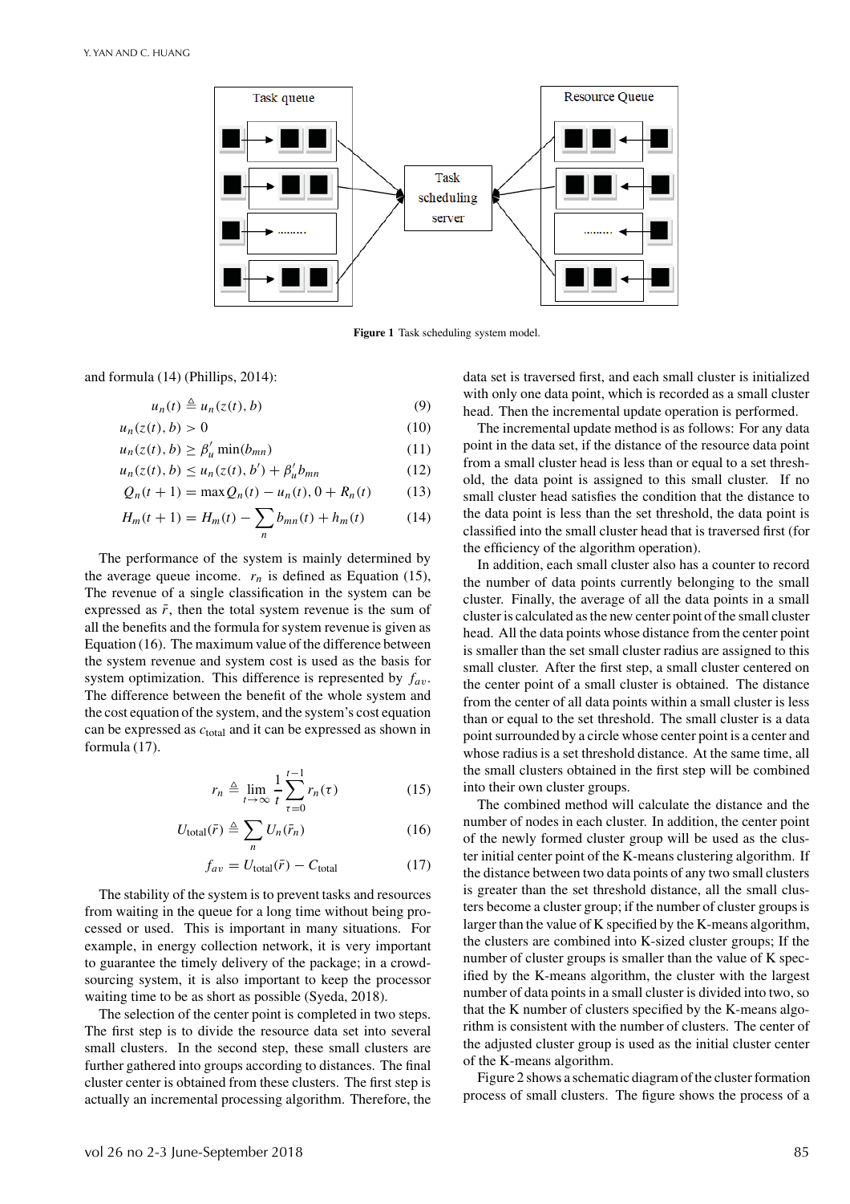**Figure 1** Task scheduling system model.

and formula (14) (Phillips, 2014):

$$u_n(t) \triangleq u_n(z(t), b) \tag{9}$$

$$u_n(z(t), b) > 0 \tag{10}$$

$$u_n(z(t), b) \geq \beta'_u \min(b_{mn}) \tag{11}$$

$$u_n(z(t), b) \leq u_n(z(t), b') + \beta'_u b_{mn} \tag{12}$$

$$Q_n(t+1) = \max Q_n(t) - u_n(t), 0 + R_n(t) \tag{13}$$

$$H_m(t+1) = H_m(t) - \sum_n b_{mn}(t) + h_m(t) \tag{14}$$

The performance of the system is mainly determined by the average queue income. $r_n$ is defined as Equation (15), The revenue of a single classification in the system can be expressed as $\bar{r}$, then the total system revenue is the sum of all the benefits and the formula for system revenue is given as Equation (16). The maximum value of the difference between the system revenue and system cost is used as the basis for system optimization. This difference is represented by $f_{av}$. The difference between the benefit of the whole system and the cost equation of the system, and the system's cost equation can be expressed as $c_{\text{total}}$ and it can be expressed as shown in formula (17).

$$r_n \triangleq \lim_{t\to\infty} \frac{1}{t} \sum_{\tau=0}^{t-1} r_n(\tau) \tag{15}$$

$$U_{\text{total}}(\bar{r}) \triangleq \sum_n U_n(\bar{r}_n) \tag{16}$$

$$f_{av} = U_{\text{total}}(\bar{r}) - C_{\text{total}} \tag{17}$$

The stability of the system is to prevent tasks and resources from waiting in the queue for a long time without being processed or used. This is important in many situations. For example, in energy collection network, it is very important to guarantee the timely delivery of the package; in a crowdsourcing system, it is also important to keep the processor waiting time to be as short as possible (Syeda, 2018).

The selection of the center point is completed in two steps. The first step is to divide the resource data set into several small clusters. In the second step, these small clusters are further gathered into groups according to distances. The final cluster center is obtained from these clusters. The first step is actually an incremental processing algorithm. Therefore, the data set is traversed first, and each small cluster is initialized with only one data point, which is recorded as a small cluster head. Then the incremental update operation is performed.

The incremental update method is as follows: For any data point in the data set, if the distance of the resource data point from a small cluster head is less than or equal to a set threshold, the data point is assigned to this small cluster. If no small cluster head satisfies the condition that the distance to the data point is less than the set threshold, the data point is classified into the small cluster head that is traversed first (for the efficiency of the algorithm operation).

In addition, each small cluster also has a counter to record the number of data points currently belonging to the small cluster. Finally, the average of all the data points in a small cluster is calculated as the new center point of the small cluster head. All the data points whose distance from the center point is smaller than the set small cluster radius are assigned to this small cluster. After the first step, a small cluster centered on the center point of a small cluster is obtained. The distance from the center of all data points within a small cluster is less than or equal to the set threshold. The small cluster is a data point surrounded by a circle whose center point is a center and whose radius is a set threshold distance. At the same time, all the small clusters obtained in the first step will be combined into their own cluster groups.

The combined method will calculate the distance and the number of nodes in each cluster. In addition, the center point of the newly formed cluster group will be used as the cluster initial center point of the K-means clustering algorithm. If the distance between two data points of any two small clusters is greater than the set threshold distance, all the small clusters become a cluster group; if the number of cluster groups is larger than the value of K specified by the K-means algorithm, the clusters are combined into K-sized cluster groups; If the number of cluster groups is smaller than the value of K specified by the K-means algorithm, the cluster with the largest number of data points in a small cluster is divided into two, so that the K number of clusters specified by the K-means algorithm is consistent with the number of clusters. The center of the adjusted cluster group is used as the initial cluster center of the K-means algorithm.

Figure 2 shows a schematic diagram of the cluster formation process of small clusters. The figure shows the process of a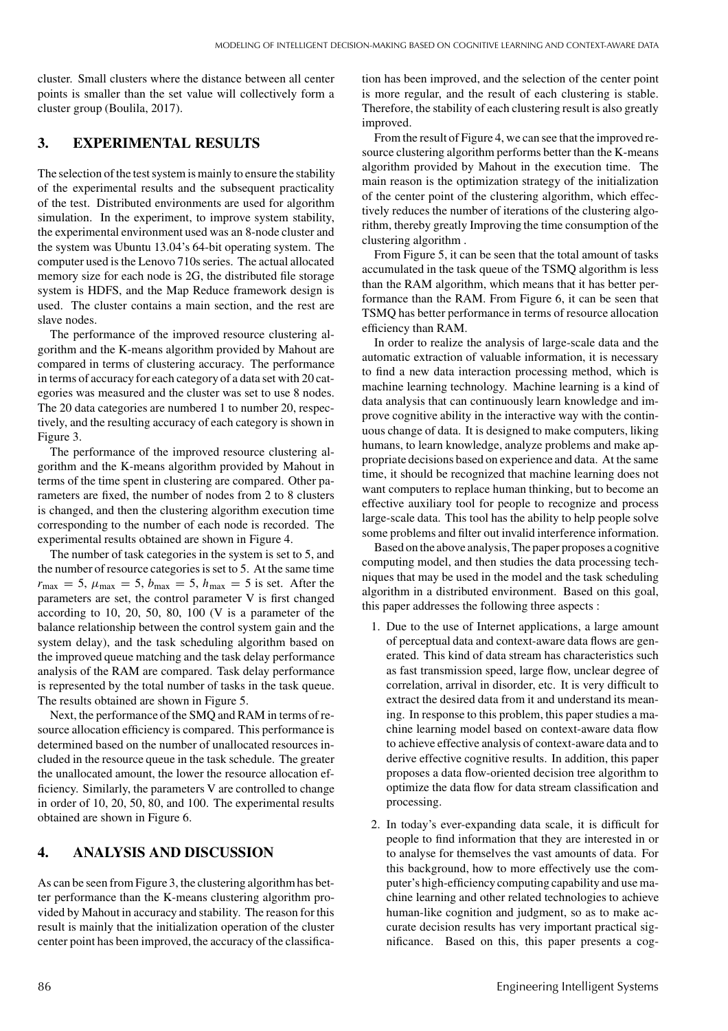cluster. Small clusters where the distance between all center points is smaller than the set value will collectively form a cluster group (Boulila, 2017).

## 3. EXPERIMENTAL RESULTS

The selection of the test system is mainly to ensure the stability of the experimental results and the subsequent practicality of the test. Distributed environments are used for algorithm simulation. In the experiment, to improve system stability, the experimental environment used was an 8-node cluster and the system was Ubuntu 13.04's 64-bit operating system. The computer used is the Lenovo 710s series. The actual allocated memory size for each node is 2G, the distributed file storage system is HDFS, and the Map Reduce framework design is used. The cluster contains a main section, and the rest are slave nodes.

The performance of the improved resource clustering algorithm and the K-means algorithm provided by Mahout are compared in terms of clustering accuracy. The performance in terms of accuracy for each category of a data set with 20 categories was measured and the cluster was set to use 8 nodes. The 20 data categories are numbered 1 to number 20, respectively, and the resulting accuracy of each category is shown in Figure 3.

The performance of the improved resource clustering algorithm and the K-means algorithm provided by Mahout in terms of the time spent in clustering are compared. Other parameters are fixed, the number of nodes from 2 to 8 clusters is changed, and then the clustering algorithm execution time corresponding to the number of each node is recorded. The experimental results obtained are shown in Figure 4.

The number of task categories in the system is set to 5, and the number of resource categories is set to 5. At the same time $r_{\max} = 5$, $\mu_{\max} = 5$, $b_{\max} = 5$, $h_{\max} = 5$ is set. After the parameters are set, the control parameter V is first changed according to 10, 20, 50, 80, 100 (V is a parameter of the balance relationship between the control system gain and the system delay), and the task scheduling algorithm based on the improved queue matching and the task delay performance analysis of the RAM are compared. Task delay performance is represented by the total number of tasks in the task queue. The results obtained are shown in Figure 5.

Next, the performance of the SMQ and RAM in terms of resource allocation efficiency is compared. This performance is determined based on the number of unallocated resources included in the resource queue in the task schedule. The greater the unallocated amount, the lower the resource allocation efficiency. Similarly, the parameters V are controlled to change in order of 10, 20, 50, 80, and 100. The experimental results obtained are shown in Figure 6.

## 4. ANALYSIS AND DISCUSSION

As can be seen from Figure 3, the clustering algorithm has better performance than the K-means clustering algorithm provided by Mahout in accuracy and stability. The reason for this result is mainly that the initialization operation of the cluster center point has been improved, the accuracy of the classification has been improved, and the selection of the center point is more regular, and the result of each clustering is stable. Therefore, the stability of each clustering result is also greatly improved.

From the result of Figure 4, we can see that the improved resource clustering algorithm performs better than the K-means algorithm provided by Mahout in the execution time. The main reason is the optimization strategy of the initialization of the center point of the clustering algorithm, which effectively reduces the number of iterations of the clustering algorithm, thereby greatly Improving the time consumption of the clustering algorithm .

From Figure 5, it can be seen that the total amount of tasks accumulated in the task queue of the TSMQ algorithm is less than the RAM algorithm, which means that it has better performance than the RAM. From Figure 6, it can be seen that TSMQ has better performance in terms of resource allocation efficiency than RAM.

In order to realize the analysis of large-scale data and the automatic extraction of valuable information, it is necessary to find a new data interaction processing method, which is machine learning technology. Machine learning is a kind of data analysis that can continuously learn knowledge and improve cognitive ability in the interactive way with the continuous change of data. It is designed to make computers, liking humans, to learn knowledge, analyze problems and make appropriate decisions based on experience and data. At the same time, it should be recognized that machine learning does not want computers to replace human thinking, but to become an effective auxiliary tool for people to recognize and process large-scale data. This tool has the ability to help people solve some problems and filter out invalid interference information.

Based on the above analysis, The paper proposes a cognitive computing model, and then studies the data processing techniques that may be used in the model and the task scheduling algorithm in a distributed environment. Based on this goal, this paper addresses the following three aspects :

1. Due to the use of Internet applications, a large amount of perceptual data and context-aware data flows are generated. This kind of data stream has characteristics such as fast transmission speed, large flow, unclear degree of correlation, arrival in disorder, etc. It is very difficult to extract the desired data from it and understand its meaning. In response to this problem, this paper studies a machine learning model based on context-aware data flow to achieve effective analysis of context-aware data and to derive effective cognitive results. In addition, this paper proposes a data flow-oriented decision tree algorithm to optimize the data flow for data stream classification and processing.

2. In today's ever-expanding data scale, it is difficult for people to find information that they are interested in or to analyse for themselves the vast amounts of data. For this background, how to more effectively use the computer's high-efficiency computing capability and use machine learning and other related technologies to achieve human-like cognition and judgment, so as to make accurate decision results has very important practical significance. Based on this, this paper presents a cog-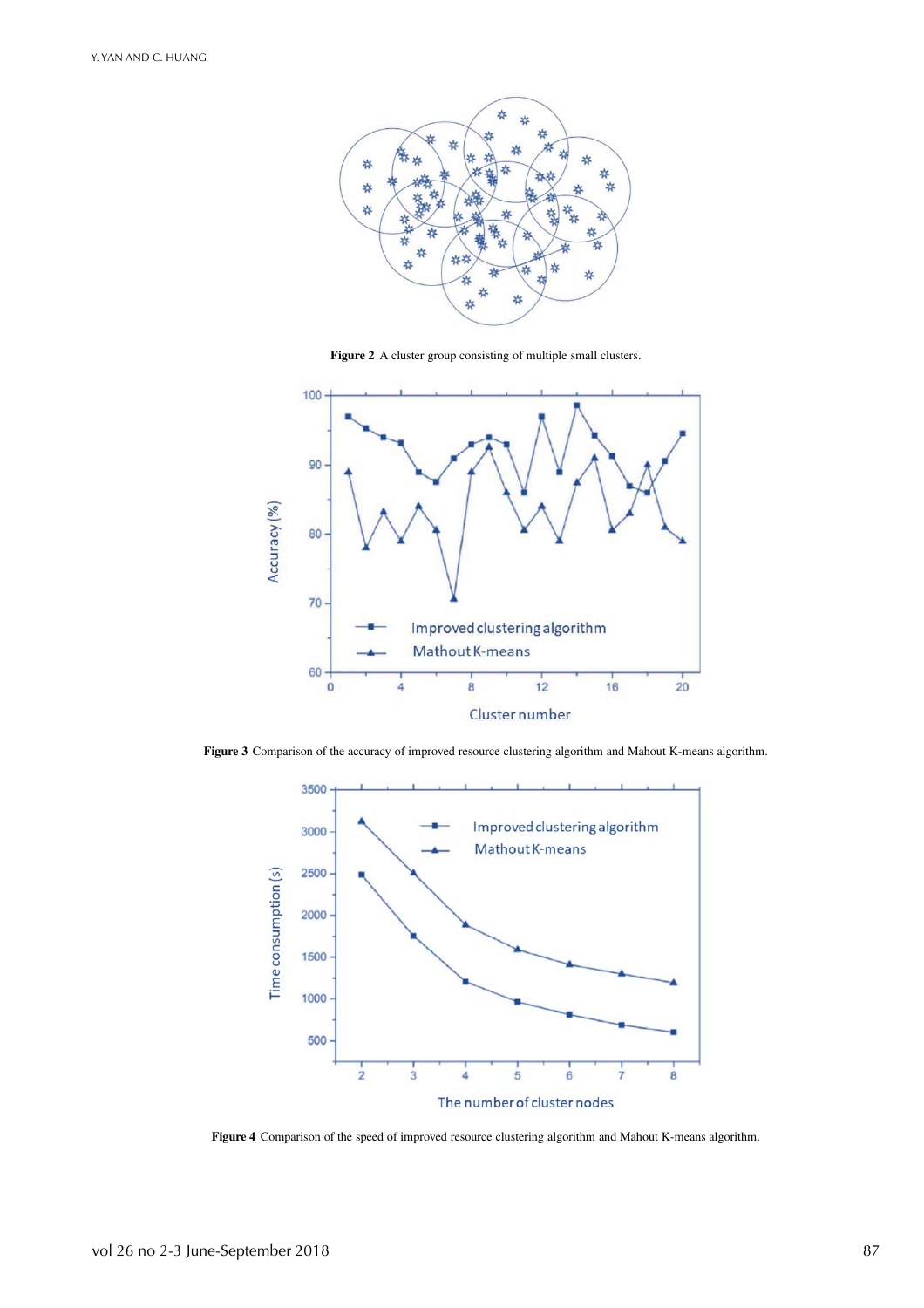**Figure 2** A cluster group consisting of multiple small clusters.

**Figure 3** Comparison of the accuracy of improved resource clustering algorithm and Mahout K-means algorithm.

**Figure 4** Comparison of the speed of improved resource clustering algorithm and Mahout K-means algorithm.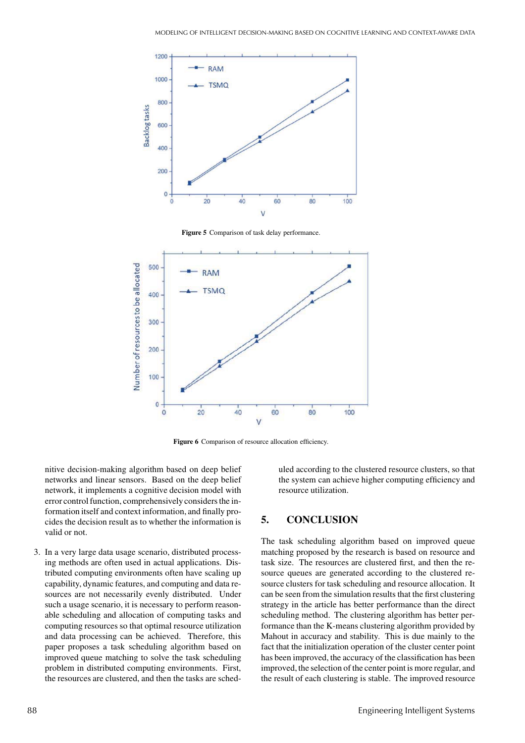Figure 5 Comparison of task delay performance.

Figure 6 Comparison of resource allocation efficiency.

nitive decision-making algorithm based on deep belief networks and linear sensors. Based on the deep belief network, it implements a cognitive decision model with error control function, comprehensively considers the information itself and context information, and finally procides the decision result as to whether the information is valid or not.

3. In a very large data usage scenario, distributed processing methods are often used in actual applications. Distributed computing environments often have scaling up capability, dynamic features, and computing and data resources are not necessarily evenly distributed. Under such a usage scenario, it is necessary to perform reasonable scheduling and allocation of computing tasks and computing resources so that optimal resource utilization and data processing can be achieved. Therefore, this paper proposes a task scheduling algorithm based on improved queue matching to solve the task scheduling problem in distributed computing environments. First, the resources are clustered, and then the tasks are scheduled according to the clustered resource clusters, so that the system can achieve higher computing efficiency and resource utilization.

## 5. CONCLUSION

The task scheduling algorithm based on improved queue matching proposed by the research is based on resource and task size. The resources are clustered first, and then the resource queues are generated according to the clustered resource clusters for task scheduling and resource allocation. It can be seen from the simulation results that the first clustering strategy in the article has better performance than the direct scheduling method. The clustering algorithm has better performance than the K-means clustering algorithm provided by Mahout in accuracy and stability. This is due mainly to the fact that the initialization operation of the cluster center point has been improved, the accuracy of the classification has been improved, the selection of the center point is more regular, and the result of each clustering is stable. The improved resource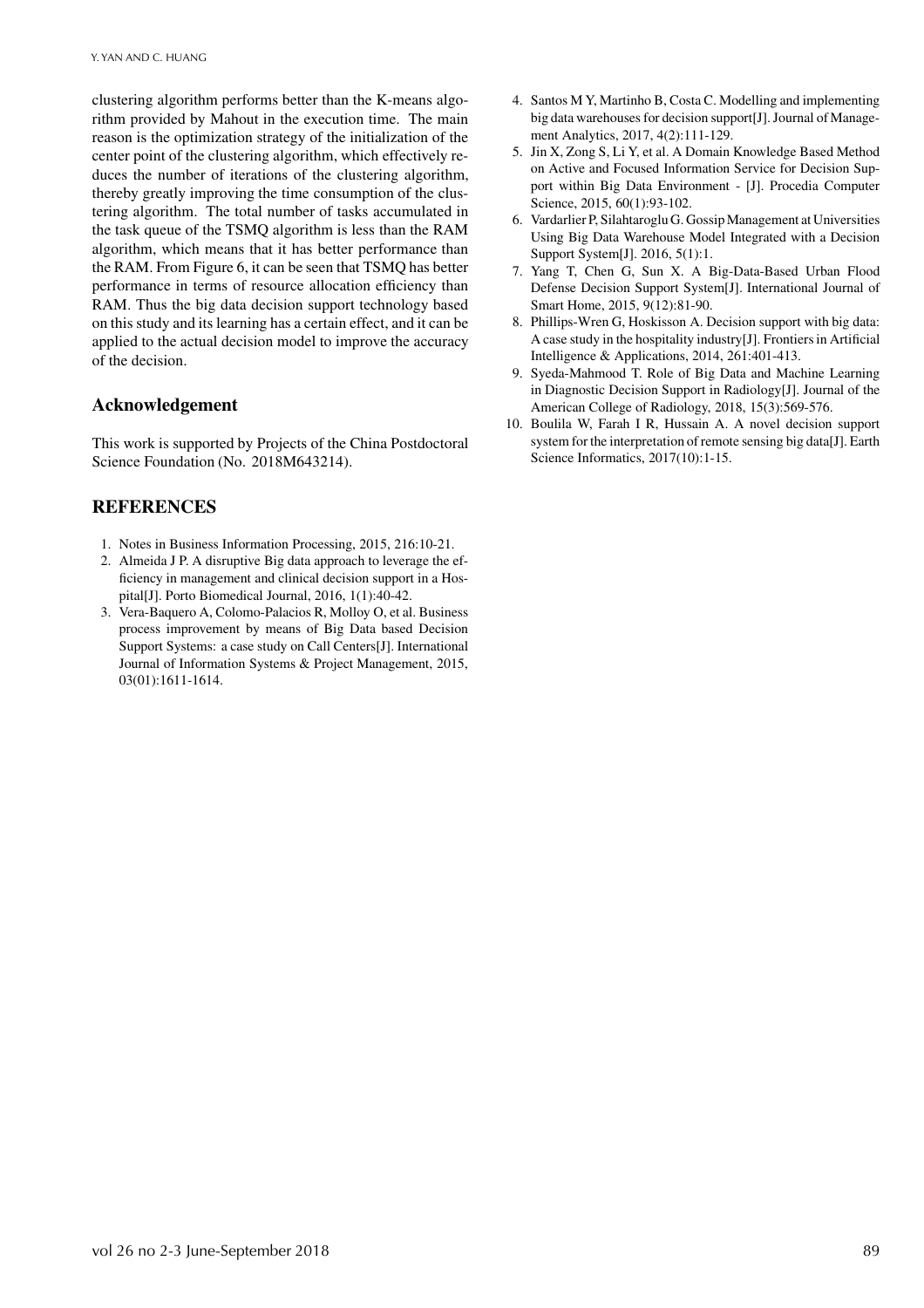clustering algorithm performs better than the K-means algorithm provided by Mahout in the execution time. The main reason is the optimization strategy of the initialization of the center point of the clustering algorithm, which effectively reduces the number of iterations of the clustering algorithm, thereby greatly improving the time consumption of the clustering algorithm. The total number of tasks accumulated in the task queue of the TSMQ algorithm is less than the RAM algorithm, which means that it has better performance than the RAM. From Figure 6, it can be seen that TSMQ has better performance in terms of resource allocation efficiency than RAM. Thus the big data decision support technology based on this study and its learning has a certain effect, and it can be applied to the actual decision model to improve the accuracy of the decision.

## Acknowledgement

This work is supported by Projects of the China Postdoctoral Science Foundation (No. 2018M643214).

## REFERENCES

1. Notes in Business Information Processing, 2015, 216:10-21.
2. Almeida J P. A disruptive Big data approach to leverage the efficiency in management and clinical decision support in a Hospital[J]. Porto Biomedical Journal, 2016, 1(1):40-42.
3. Vera-Baquero A, Colomo-Palacios R, Molloy O, et al. Business process improvement by means of Big Data based Decision Support Systems: a case study on Call Centers[J]. International Journal of Information Systems & Project Management, 2015, 03(01):1611-1614.
4. Santos M Y, Martinho B, Costa C. Modelling and implementing big data warehouses for decision support[J]. Journal of Management Analytics, 2017, 4(2):111-129.
5. Jin X, Zong S, Li Y, et al. A Domain Knowledge Based Method on Active and Focused Information Service for Decision Support within Big Data Environment - [J]. Procedia Computer Science, 2015, 60(1):93-102.
6. Vardarlier P, Silahtaroglu G. Gossip Management at Universities Using Big Data Warehouse Model Integrated with a Decision Support System[J]. 2016, 5(1):1.
7. Yang T, Chen G, Sun X. A Big-Data-Based Urban Flood Defense Decision Support System[J]. International Journal of Smart Home, 2015, 9(12):81-90.
8. Phillips-Wren G, Hoskisson A. Decision support with big data: A case study in the hospitality industry[J]. Frontiers in Artificial Intelligence & Applications, 2014, 261:401-413.
9. Syeda-Mahmood T. Role of Big Data and Machine Learning in Diagnostic Decision Support in Radiology[J]. Journal of the American College of Radiology, 2018, 15(3):569-576.
10. Boulila W, Farah I R, Hussain A. A novel decision support system for the interpretation of remote sensing big data[J]. Earth Science Informatics, 2017(10):1-15.